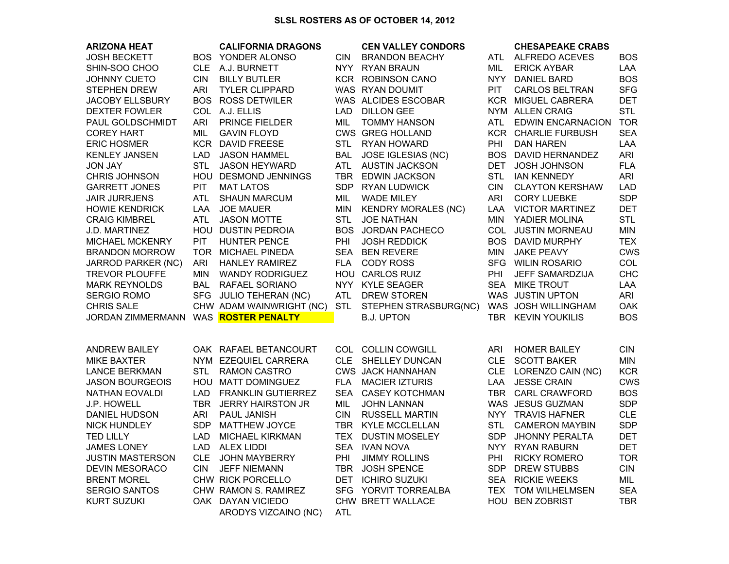# SLSL ROSTERS AS OF OCTOBER 14, 2012

| ARIZONA HEAT | | CALIFORNIA DRAGONS | | CEN VALLEY CONDORS | | CHESAPEAKE CRABS | |
|---|---|---|---|---|---|---|---|
| JOSH BECKETT | BOS | YONDER ALONSO | CIN | BRANDON BEACHY | ATL | ALFREDO ACEVES | BOS |
| SHIN-SOO CHOO | CLE | A.J. BURNETT | NYY | RYAN BRAUN | MIL | ERICK AYBAR | LAA |
| JOHNNY CUETO | CIN | BILLY BUTLER | KCR | ROBINSON CANO | NYY | DANIEL BARD | BOS |
| STEPHEN DREW | ARI | TYLER CLIPPARD | WAS | RYAN DOUMIT | PIT | CARLOS BELTRAN | SFG |
| JACOBY ELLSBURY | BOS | ROSS DETWILER | WAS | ALCIDES ESCOBAR | KCR | MIGUEL CABRERA | DET |
| DEXTER FOWLER | COL | A.J. ELLIS | LAD | DILLON GEE | NYM | ALLEN CRAIG | STL |
| PAUL GOLDSCHMIDT | ARI | PRINCE FIELDER | MIL | TOMMY HANSON | ATL | EDWIN ENCARNACION | TOR |
| COREY HART | MIL | GAVIN FLOYD | CWS | GREG HOLLAND | KCR | CHARLIE FURBUSH | SEA |
| ERIC HOSMER | KCR | DAVID FREESE | STL | RYAN HOWARD | PHI | DAN HAREN | LAA |
| KENLEY JANSEN | LAD | JASON HAMMEL | BAL | JOSE IGLESIAS (NC) | BOS | DAVID HERNANDEZ | ARI |
| JON JAY | STL | JASON HEYWARD | ATL | AUSTIN JACKSON | DET | JOSH JOHNSON | FLA |
| CHRIS JOHNSON | HOU | DESMOND JENNINGS | TBR | EDWIN JACKSON | STL | IAN KENNEDY | ARI |
| GARRETT JONES | PIT | MAT LATOS | SDP | RYAN LUDWICK | CIN | CLAYTON KERSHAW | LAD |
| JAIR JURRJENS | ATL | SHAUN MARCUM | MIL | WADE MILEY | ARI | CORY LUEBKE | SDP |
| HOWIE KENDRICK | LAA | JOE MAUER | MIN | KENDRY MORALES (NC) | LAA | VICTOR MARTINEZ | DET |
| CRAIG KIMBREL | ATL | JASON MOTTE | STL | JOE NATHAN | MIN | YADIER MOLINA | STL |
| J.D. MARTINEZ | HOU | DUSTIN PEDROIA | BOS | JORDAN PACHECO | COL | JUSTIN MORNEAU | MIN |
| MICHAEL MCKENRY | PIT | HUNTER PENCE | PHI | JOSH REDDICK | BOS | DAVID MURPHY | TEX |
| BRANDON MORROW | TOR | MICHAEL PINEDA | SEA | BEN REVERE | MIN | JAKE PEAVY | CWS |
| JARROD PARKER (NC) | ARI | HANLEY RAMIREZ | FLA | CODY ROSS | SFG | WILIN ROSARIO | COL |
| TREVOR PLOUFFE | MIN | WANDY RODRIGUEZ | HOU | CARLOS RUIZ | PHI | JEFF SAMARDZIJA | CHC |
| MARK REYNOLDS | BAL | RAFAEL SORIANO | NYY | KYLE SEAGER | SEA | MIKE TROUT | LAA |
| SERGIO ROMO | SFG | JULIO TEHERAN (NC) | ATL | DREW STOREN | WAS | JUSTIN UPTON | ARI |
| CHRIS SALE | CHW | ADAM WAINWRIGHT (NC) | STL | STEPHEN STRASBURG(NC) | WAS | JOSH WILLINGHAM | OAK |
| JORDAN ZIMMERMANN | WAS | **ROSTER PENALTY** | | B.J. UPTON | TBR | KEVIN YOUKILIS | BOS |
| | | | | | | | |
| ANDREW BAILEY | OAK | RAFAEL BETANCOURT | COL | COLLIN COWGILL | ARI | HOMER BAILEY | CIN |
| MIKE BAXTER | NYM | EZEQUIEL CARRERA | CLE | SHELLEY DUNCAN | CLE | SCOTT BAKER | MIN |
| LANCE BERKMAN | STL | RAMON CASTRO | CWS | JACK HANNAHAN | CLE | LORENZO CAIN (NC) | KCR |
| JASON BOURGEOIS | HOU | MATT DOMINGUEZ | FLA | MACIER IZTURIS | LAA | JESSE CRAIN | CWS |
| NATHAN EOVALDI | LAD | FRANKLIN GUTIERREZ | SEA | CASEY KOTCHMAN | TBR | CARL CRAWFORD | BOS |
| J.P. HOWELL | TBR | JERRY HAIRSTON JR | MIL | JOHN LANNAN | WAS | JESUS GUZMAN | SDP |
| DANIEL HUDSON | ARI | PAUL JANISH | CIN | RUSSELL MARTIN | NYY | TRAVIS HAFNER | CLE |
| NICK HUNDLEY | SDP | MATTHEW JOYCE | TBR | KYLE MCCLELLAN | STL | CAMERON MAYBIN | SDP |
| TED LILLY | LAD | MICHAEL KIRKMAN | TEX | DUSTIN MOSELEY | SDP | JHONNY PERALTA | DET |
| JAMES LONEY | LAD | ALEX LIDDI | SEA | IVAN NOVA | NYY | RYAN RABURN | DET |
| JUSTIN MASTERSON | CLE | JOHN MAYBERRY | PHI | JIMMY ROLLINS | PHI | RICKY ROMERO | TOR |
| DEVIN MESORACO | CIN | JEFF NIEMANN | TBR | JOSH SPENCE | SDP | DREW STUBBS | CIN |
| BRENT MOREL | CHW | RICK PORCELLO | DET | ICHIRO SUZUKI | SEA | RICKIE WEEKS | MIL |
| SERGIO SANTOS | CHW | RAMON S. RAMIREZ | SFG | YORVIT TORREALBA | TEX | TOM WILHELMSEN | SEA |
| KURT SUZUKI | OAK | DAYAN VICIEDO | CHW | BRETT WALLACE | HOU | BEN ZOBRIST | TBR |
| | | ARODYS VIZCAINO (NC) | ATL | | | | |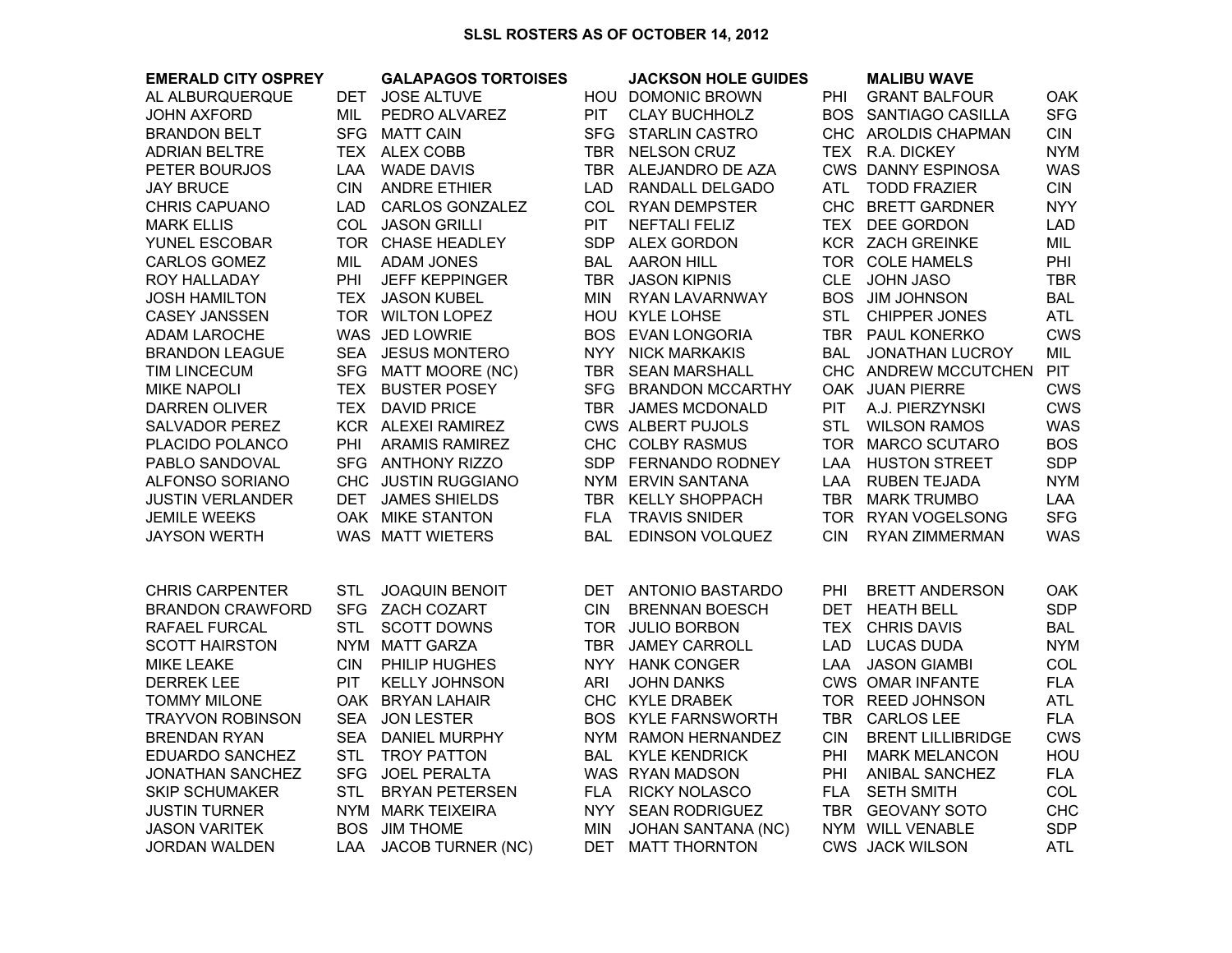# SLSL ROSTERS AS OF OCTOBER 14, 2012

| EMERALD CITY OSPREY | | GALAPAGOS TORTOISES | | JACKSON HOLE GUIDES | | MALIBU WAVE | |
|---|---|---|---|---|---|---|---|
| AL ALBURQUERQUE | DET | JOSE ALTUVE | HOU | DOMONIC BROWN | PHI | GRANT BALFOUR | OAK |
| JOHN AXFORD | MIL | PEDRO ALVAREZ | PIT | CLAY BUCHHOLZ | BOS | SANTIAGO CASILLA | SFG |
| BRANDON BELT | SFG | MATT CAIN | SFG | STARLIN CASTRO | CHC | AROLDIS CHAPMAN | CIN |
| ADRIAN BELTRE | TEX | ALEX COBB | TBR | NELSON CRUZ | TEX | R.A. DICKEY | NYM |
| PETER BOURJOS | LAA | WADE DAVIS | TBR | ALEJANDRO DE AZA | CWS | DANNY ESPINOSA | WAS |
| JAY BRUCE | CIN | ANDRE ETHIER | LAD | RANDALL DELGADO | ATL | TODD FRAZIER | CIN |
| CHRIS CAPUANO | LAD | CARLOS GONZALEZ | COL | RYAN DEMPSTER | CHC | BRETT GARDNER | NYY |
| MARK ELLIS | COL | JASON GRILLI | PIT | NEFTALI FELIZ | TEX | DEE GORDON | LAD |
| YUNEL ESCOBAR | TOR | CHASE HEADLEY | SDP | ALEX GORDON | KCR | ZACH GREINKE | MIL |
| CARLOS GOMEZ | MIL | ADAM JONES | BAL | AARON HILL | TOR | COLE HAMELS | PHI |
| ROY HALLADAY | PHI | JEFF KEPPINGER | TBR | JASON KIPNIS | CLE | JOHN JASO | TBR |
| JOSH HAMILTON | TEX | JASON KUBEL | MIN | RYAN LAVARNWAY | BOS | JIM JOHNSON | BAL |
| CASEY JANSSEN | TOR | WILTON LOPEZ | HOU | KYLE LOHSE | STL | CHIPPER JONES | ATL |
| ADAM LAROCHE | WAS | JED LOWRIE | BOS | EVAN LONGORIA | TBR | PAUL KONERKO | CWS |
| BRANDON LEAGUE | SEA | JESUS MONTERO | NYY | NICK MARKAKIS | BAL | JONATHAN LUCROY | MIL |
| TIM LINCECUM | SFG | MATT MOORE (NC) | TBR | SEAN MARSHALL | CHC | ANDREW MCCUTCHEN | PIT |
| MIKE NAPOLI | TEX | BUSTER POSEY | SFG | BRANDON MCCARTHY | OAK | JUAN PIERRE | CWS |
| DARREN OLIVER | TEX | DAVID PRICE | TBR | JAMES MCDONALD | PIT | A.J. PIERZYNSKI | CWS |
| SALVADOR PEREZ | KCR | ALEXEI RAMIREZ | CWS | ALBERT PUJOLS | STL | WILSON RAMOS | WAS |
| PLACIDO POLANCO | PHI | ARAMIS RAMIREZ | CHC | COLBY RASMUS | TOR | MARCO SCUTARO | BOS |
| PABLO SANDOVAL | SFG | ANTHONY RIZZO | SDP | FERNANDO RODNEY | LAA | HUSTON STREET | SDP |
| ALFONSO SORIANO | CHC | JUSTIN RUGGIANO | NYM | ERVIN SANTANA | LAA | RUBEN TEJADA | NYM |
| JUSTIN VERLANDER | DET | JAMES SHIELDS | TBR | KELLY SHOPPACH | TBR | MARK TRUMBO | LAA |
| JEMILE WEEKS | OAK | MIKE STANTON | FLA | TRAVIS SNIDER | TOR | RYAN VOGELSONG | SFG |
| JAYSON WERTH | WAS | MATT WIETERS | BAL | EDINSON VOLQUEZ | CIN | RYAN ZIMMERMAN | WAS |
| | | | | | | | |
| CHRIS CARPENTER | STL | JOAQUIN BENOIT | DET | ANTONIO BASTARDO | PHI | BRETT ANDERSON | OAK |
| BRANDON CRAWFORD | SFG | ZACH COZART | CIN | BRENNAN BOESCH | DET | HEATH BELL | SDP |
| RAFAEL FURCAL | STL | SCOTT DOWNS | TOR | JULIO BORBON | TEX | CHRIS DAVIS | BAL |
| SCOTT HAIRSTON | NYM | MATT GARZA | TBR | JAMEY CARROLL | LAD | LUCAS DUDA | NYM |
| MIKE LEAKE | CIN | PHILIP HUGHES | NYY | HANK CONGER | LAA | JASON GIAMBI | COL |
| DERREK LEE | PIT | KELLY JOHNSON | ARI | JOHN DANKS | CWS | OMAR INFANTE | FLA |
| TOMMY MILONE | OAK | BRYAN LAHAIR | CHC | KYLE DRABEK | TOR | REED JOHNSON | ATL |
| TRAYVON ROBINSON | SEA | JON LESTER | BOS | KYLE FARNSWORTH | TBR | CARLOS LEE | FLA |
| BRENDAN RYAN | SEA | DANIEL MURPHY | NYM | RAMON HERNANDEZ | CIN | BRENT LILLIBRIDGE | CWS |
| EDUARDO SANCHEZ | STL | TROY PATTON | BAL | KYLE KENDRICK | PHI | MARK MELANCON | HOU |
| JONATHAN SANCHEZ | SFG | JOEL PERALTA | WAS | RYAN MADSON | PHI | ANIBAL SANCHEZ | FLA |
| SKIP SCHUMAKER | STL | BRYAN PETERSEN | FLA | RICKY NOLASCO | FLA | SETH SMITH | COL |
| JUSTIN TURNER | NYM | MARK TEIXEIRA | NYY | SEAN RODRIGUEZ | TBR | GEOVANY SOTO | CHC |
| JASON VARITEK | BOS | JIM THOME | MIN | JOHAN SANTANA (NC) | NYM | WILL VENABLE | SDP |
| JORDAN WALDEN | LAA | JACOB TURNER (NC) | DET | MATT THORNTON | CWS | JACK WILSON | ATL |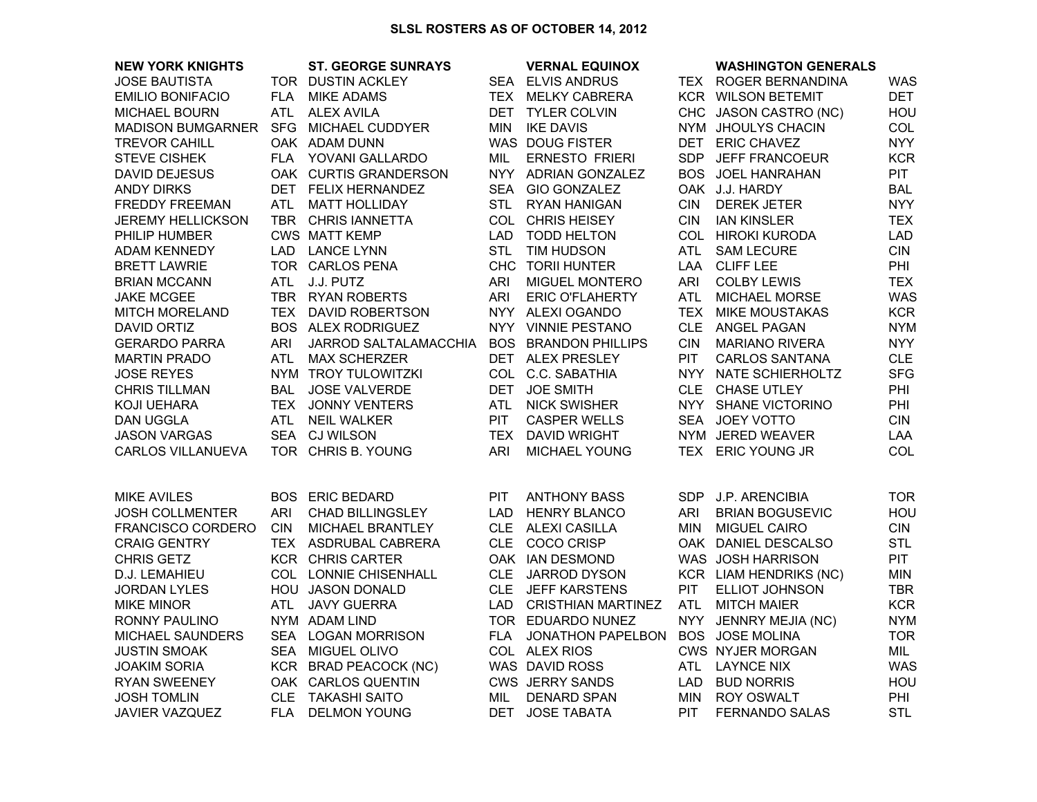# SLSL ROSTERS AS OF OCTOBER 14, 2012

| NEW YORK KNIGHTS | | ST. GEORGE SUNRAYS | | VERNAL EQUINOX | | WASHINGTON GENERALS | |
|---|---|---|---|---|---|---|---|
| JOSE BAUTISTA | TOR | DUSTIN ACKLEY | SEA | ELVIS ANDRUS | TEX | ROGER BERNANDINA | WAS |
| EMILIO BONIFACIO | FLA | MIKE ADAMS | TEX | MELKY CABRERA | KCR | WILSON BETEMIT | DET |
| MICHAEL BOURN | ATL | ALEX AVILA | DET | TYLER COLVIN | CHC | JASON CASTRO (NC) | HOU |
| MADISON BUMGARNER | SFG | MICHAEL CUDDYER | MIN | IKE DAVIS | NYM | JHOULYS CHACIN | COL |
| TREVOR CAHILL | OAK | ADAM DUNN | WAS | DOUG FISTER | DET | ERIC CHAVEZ | NYY |
| STEVE CISHEK | FLA | YOVANI GALLARDO | MIL | ERNESTO FRIERI | SDP | JEFF FRANCOEUR | KCR |
| DAVID DEJESUS | OAK | CURTIS GRANDERSON | NYY | ADRIAN GONZALEZ | BOS | JOEL HANRAHAN | PIT |
| ANDY DIRKS | DET | FELIX HERNANDEZ | SEA | GIO GONZALEZ | OAK | J.J. HARDY | BAL |
| FREDDY FREEMAN | ATL | MATT HOLLIDAY | STL | RYAN HANIGAN | CIN | DEREK JETER | NYY |
| JEREMY HELLICKSON | TBR | CHRIS IANNETTA | COL | CHRIS HEISEY | CIN | IAN KINSLER | TEX |
| PHILIP HUMBER | CWS | MATT KEMP | LAD | TODD HELTON | COL | HIROKI KURODA | LAD |
| ADAM KENNEDY | LAD | LANCE LYNN | STL | TIM HUDSON | ATL | SAM LECURE | CIN |
| BRETT LAWRIE | TOR | CARLOS PENA | CHC | TORII HUNTER | LAA | CLIFF LEE | PHI |
| BRIAN MCCANN | ATL | J.J. PUTZ | ARI | MIGUEL MONTERO | ARI | COLBY LEWIS | TEX |
| JAKE MCGEE | TBR | RYAN ROBERTS | ARI | ERIC O'FLAHERTY | ATL | MICHAEL MORSE | WAS |
| MITCH MORELAND | TEX | DAVID ROBERTSON | NYY | ALEXI OGANDO | TEX | MIKE MOUSTAKAS | KCR |
| DAVID ORTIZ | BOS | ALEX RODRIGUEZ | NYY | VINNIE PESTANO | CLE | ANGEL PAGAN | NYM |
| GERARDO PARRA | ARI | JARROD SALTALAMACCHIA | BOS | BRANDON PHILLIPS | CIN | MARIANO RIVERA | NYY |
| MARTIN PRADO | ATL | MAX SCHERZER | DET | ALEX PRESLEY | PIT | CARLOS SANTANA | CLE |
| JOSE REYES | NYM | TROY TULOWITZKI | COL | C.C. SABATHIA | NYY | NATE SCHIERHOLTZ | SFG |
| CHRIS TILLMAN | BAL | JOSE VALVERDE | DET | JOE SMITH | CLE | CHASE UTLEY | PHI |
| KOJI UEHARA | TEX | JONNY VENTERS | ATL | NICK SWISHER | NYY | SHANE VICTORINO | PHI |
| DAN UGGLA | ATL | NEIL WALKER | PIT | CASPER WELLS | SEA | JOEY VOTTO | CIN |
| JASON VARGAS | SEA | CJ WILSON | TEX | DAVID WRIGHT | NYM | JERED WEAVER | LAA |
| CARLOS VILLANUEVA | TOR | CHRIS B. YOUNG | ARI | MICHAEL YOUNG | TEX | ERIC YOUNG JR | COL |
| | | | | | | | |
| MIKE AVILES | BOS | ERIC BEDARD | PIT | ANTHONY BASS | SDP | J.P. ARENCIBIA | TOR |
| JOSH COLLMENTER | ARI | CHAD BILLINGSLEY | LAD | HENRY BLANCO | ARI | BRIAN BOGUSEVIC | HOU |
| FRANCISCO CORDERO | CIN | MICHAEL BRANTLEY | CLE | ALEXI CASILLA | MIN | MIGUEL CAIRO | CIN |
| CRAIG GENTRY | TEX | ASDRUBAL CABRERA | CLE | COCO CRISP | OAK | DANIEL DESCALSO | STL |
| CHRIS GETZ | KCR | CHRIS CARTER | OAK | IAN DESMOND | WAS | JOSH HARRISON | PIT |
| D.J. LEMAHIEU | COL | LONNIE CHISENHALL | CLE | JARROD DYSON | KCR | LIAM HENDRIKS (NC) | MIN |
| JORDAN LYLES | HOU | JASON DONALD | CLE | JEFF KARSTENS | PIT | ELLIOT JOHNSON | TBR |
| MIKE MINOR | ATL | JAVY GUERRA | LAD | CRISTHIAN MARTINEZ | ATL | MITCH MAIER | KCR |
| RONNY PAULINO | NYM | ADAM LIND | TOR | EDUARDO NUNEZ | NYY | JENNRY MEJIA (NC) | NYM |
| MICHAEL SAUNDERS | SEA | LOGAN MORRISON | FLA | JONATHON PAPELBON | BOS | JOSE MOLINA | TOR |
| JUSTIN SMOAK | SEA | MIGUEL OLIVO | COL | ALEX RIOS | CWS | NYJER MORGAN | MIL |
| JOAKIM SORIA | KCR | BRAD PEACOCK (NC) | WAS | DAVID ROSS | ATL | LAYNCE NIX | WAS |
| RYAN SWEENEY | OAK | CARLOS QUENTIN | CWS | JERRY SANDS | LAD | BUD NORRIS | HOU |
| JOSH TOMLIN | CLE | TAKASHI SAITO | MIL | DENARD SPAN | MIN | ROY OSWALT | PHI |
| JAVIER VAZQUEZ | FLA | DELMON YOUNG | DET | JOSE TABATA | PIT | FERNANDO SALAS | STL |